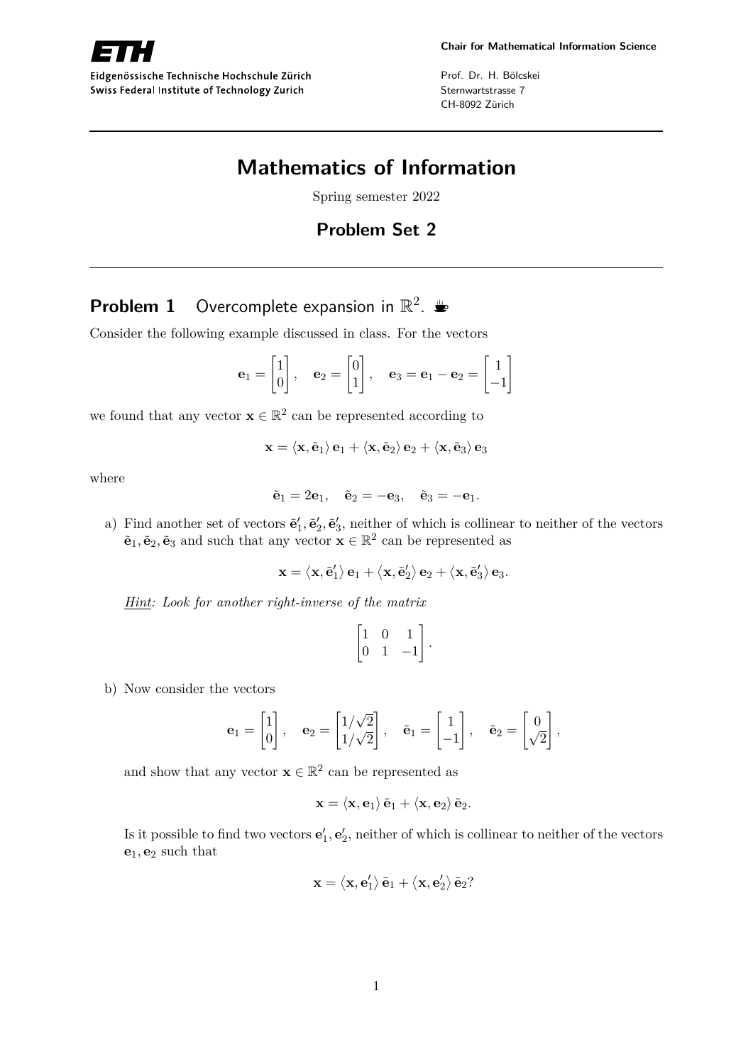Chair for Mathematical Information Science

Prof. Dr. H. Bölcskei
Sternwartstrasse 7
CH-8092 Zürich

Eidgenössische Technische Hochschule Zürich
Swiss Federal Institute of Technology Zurich

# Mathematics of Information

Spring semester 2022

## Problem Set 2

### Problem 1 Overcomplete expansion in $\mathbb{R}^2$.

Consider the following example discussed in class. For the vectors

$$\mathbf{e}_1 = \begin{bmatrix} 1 \\ 0 \end{bmatrix}, \quad \mathbf{e}_2 = \begin{bmatrix} 0 \\ 1 \end{bmatrix}, \quad \mathbf{e}_3 = \mathbf{e}_1 - \mathbf{e}_2 = \begin{bmatrix} 1 \\ -1 \end{bmatrix}$$

we found that any vector $\mathbf{x} \in \mathbb{R}^2$ can be represented according to

$$\mathbf{x} = \langle \mathbf{x}, \tilde{\mathbf{e}}_1 \rangle \, \mathbf{e}_1 + \langle \mathbf{x}, \tilde{\mathbf{e}}_2 \rangle \, \mathbf{e}_2 + \langle \mathbf{x}, \tilde{\mathbf{e}}_3 \rangle \, \mathbf{e}_3$$

where

$$\tilde{\mathbf{e}}_1 = 2\mathbf{e}_1, \quad \tilde{\mathbf{e}}_2 = -\mathbf{e}_3, \quad \tilde{\mathbf{e}}_3 = -\mathbf{e}_1.$$

a) Find another set of vectors $\tilde{\mathbf{e}}_1', \tilde{\mathbf{e}}_2', \tilde{\mathbf{e}}_3'$, neither of which is collinear to neither of the vectors $\tilde{\mathbf{e}}_1, \tilde{\mathbf{e}}_2, \tilde{\mathbf{e}}_3$ and such that any vector $\mathbf{x} \in \mathbb{R}^2$ can be represented as

$$\mathbf{x} = \langle \mathbf{x}, \tilde{\mathbf{e}}_1' \rangle \, \mathbf{e}_1 + \langle \mathbf{x}, \tilde{\mathbf{e}}_2' \rangle \, \mathbf{e}_2 + \langle \mathbf{x}, \tilde{\mathbf{e}}_3' \rangle \, \mathbf{e}_3.$$

*Hint: Look for another right-inverse of the matrix*

$$\begin{bmatrix} 1 & 0 & 1 \\ 0 & 1 & -1 \end{bmatrix}.$$

b) Now consider the vectors

$$\mathbf{e}_1 = \begin{bmatrix} 1 \\ 0 \end{bmatrix}, \quad \mathbf{e}_2 = \begin{bmatrix} 1/\sqrt{2} \\ 1/\sqrt{2} \end{bmatrix}, \quad \tilde{\mathbf{e}}_1 = \begin{bmatrix} 1 \\ -1 \end{bmatrix}, \quad \tilde{\mathbf{e}}_2 = \begin{bmatrix} 0 \\ \sqrt{2} \end{bmatrix},$$

and show that any vector $\mathbf{x} \in \mathbb{R}^2$ can be represented as

$$\mathbf{x} = \langle \mathbf{x}, \mathbf{e}_1 \rangle \, \tilde{\mathbf{e}}_1 + \langle \mathbf{x}, \mathbf{e}_2 \rangle \, \tilde{\mathbf{e}}_2.$$

Is it possible to find two vectors $\mathbf{e}_1', \mathbf{e}_2'$, neither of which is collinear to neither of the vectors $\mathbf{e}_1, \mathbf{e}_2$ such that

$$\mathbf{x} = \langle \mathbf{x}, \mathbf{e}_1' \rangle \, \tilde{\mathbf{e}}_1 + \langle \mathbf{x}, \mathbf{e}_2' \rangle \, \tilde{\mathbf{e}}_2?$$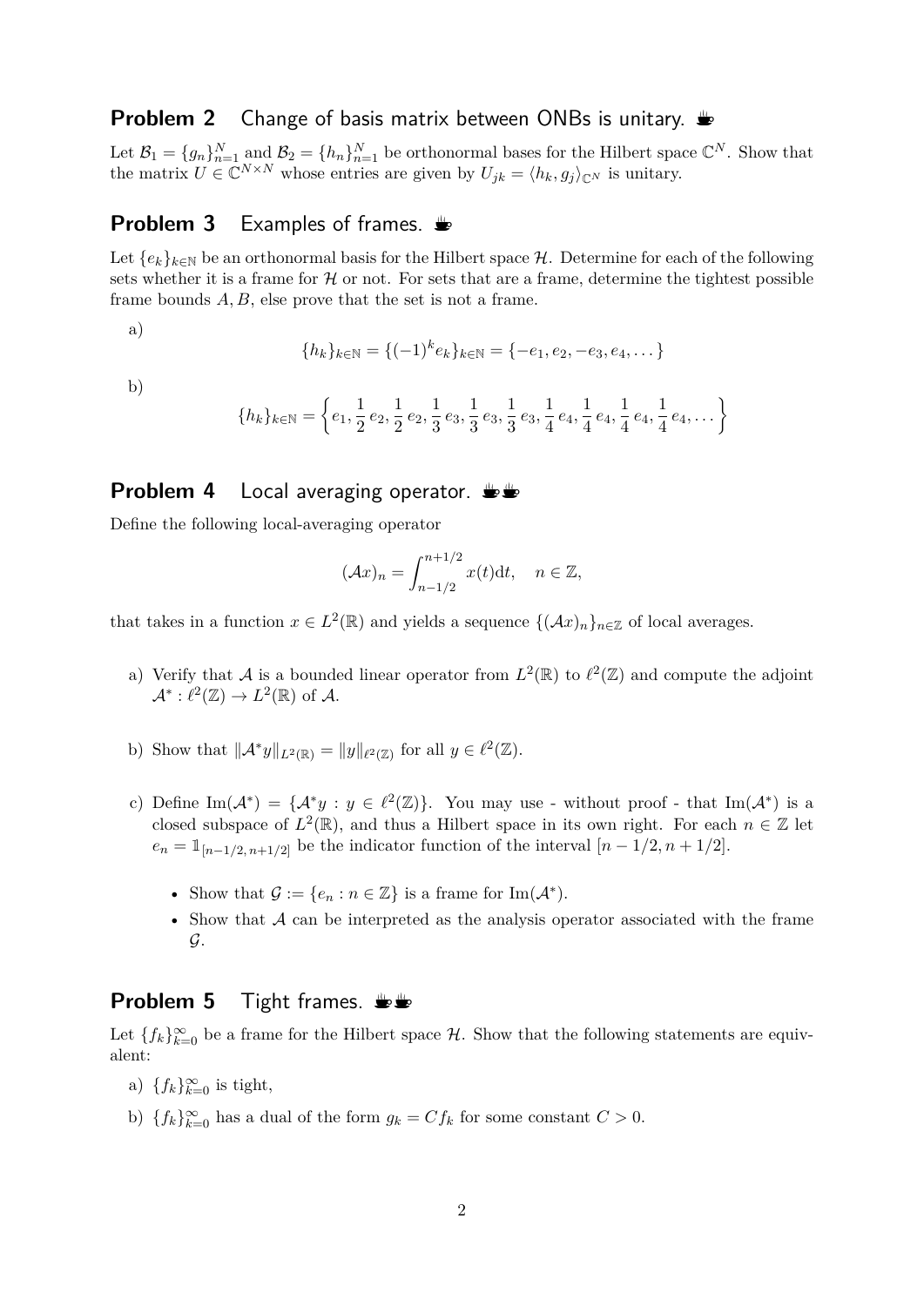## Problem 2 Change of basis matrix between ONBs is unitary.

Let $\mathcal{B}_1 = \{g_n\}_{n=1}^N$ and $\mathcal{B}_2 = \{h_n\}_{n=1}^N$ be orthonormal bases for the Hilbert space $\mathbb{C}^N$. Show that the matrix $U \in \mathbb{C}^{N\times N}$ whose entries are given by $U_{jk} = \langle h_k, g_j \rangle_{\mathbb{C}^N}$ is unitary.

## Problem 3 Examples of frames.

Let $\{e_k\}_{k\in\mathbb{N}}$ be an orthonormal basis for the Hilbert space $\mathcal{H}$. Determine for each of the following sets whether it is a frame for $\mathcal{H}$ or not. For sets that are a frame, determine the tightest possible frame bounds $A, B$, else prove that the set is not a frame.

a)
$$\{h_k\}_{k\in\mathbb{N}} = \{(-1)^k e_k\}_{k\in\mathbb{N}} = \{-e_1, e_2, -e_3, e_4, \dots\}$$

b)
$$\{h_k\}_{k\in\mathbb{N}} = \left\{e_1, \frac{1}{2}e_2, \frac{1}{2}e_2, \frac{1}{3}e_3, \frac{1}{3}e_3, \frac{1}{3}e_3, \frac{1}{4}e_4, \frac{1}{4}e_4, \frac{1}{4}e_4, \frac{1}{4}e_4, \dots\right\}$$

## Problem 4 Local averaging operator.

Define the following local-averaging operator

$$(\mathcal{A}x)_n = \int_{n-1/2}^{n+1/2} x(t)\mathrm{d}t, \quad n \in \mathbb{Z},$$

that takes in a function $x \in L^2(\mathbb{R})$ and yields a sequence $\{(\mathcal{A}x)_n\}_{n\in\mathbb{Z}}$ of local averages.

a) Verify that $\mathcal{A}$ is a bounded linear operator from $L^2(\mathbb{R})$ to $\ell^2(\mathbb{Z})$ and compute the adjoint $\mathcal{A}^* : \ell^2(\mathbb{Z}) \to L^2(\mathbb{R})$ of $\mathcal{A}$.

b) Show that $\|\mathcal{A}^* y\|_{L^2(\mathbb{R})} = \|y\|_{\ell^2(\mathbb{Z})}$ for all $y \in \ell^2(\mathbb{Z})$.

c) Define $\mathrm{Im}(\mathcal{A}^*) = \{\mathcal{A}^* y : y \in \ell^2(\mathbb{Z})\}$. You may use - without proof - that $\mathrm{Im}(\mathcal{A}^*)$ is a closed subspace of $L^2(\mathbb{R})$, and thus a Hilbert space in its own right. For each $n \in \mathbb{Z}$ let $e_n = \mathbb{1}_{[n-1/2,\, n+1/2]}$ be the indicator function of the interval $[n - 1/2, n + 1/2]$.

- Show that $\mathcal{G} := \{e_n : n \in \mathbb{Z}\}$ is a frame for $\mathrm{Im}(\mathcal{A}^*)$.
- Show that $\mathcal{A}$ can be interpreted as the analysis operator associated with the frame $\mathcal{G}$.

## Problem 5 Tight frames.

Let $\{f_k\}_{k=0}^\infty$ be a frame for the Hilbert space $\mathcal{H}$. Show that the following statements are equivalent:

a) $\{f_k\}_{k=0}^\infty$ is tight,

b) $\{f_k\}_{k=0}^\infty$ has a dual of the form $g_k = C f_k$ for some constant $C > 0$.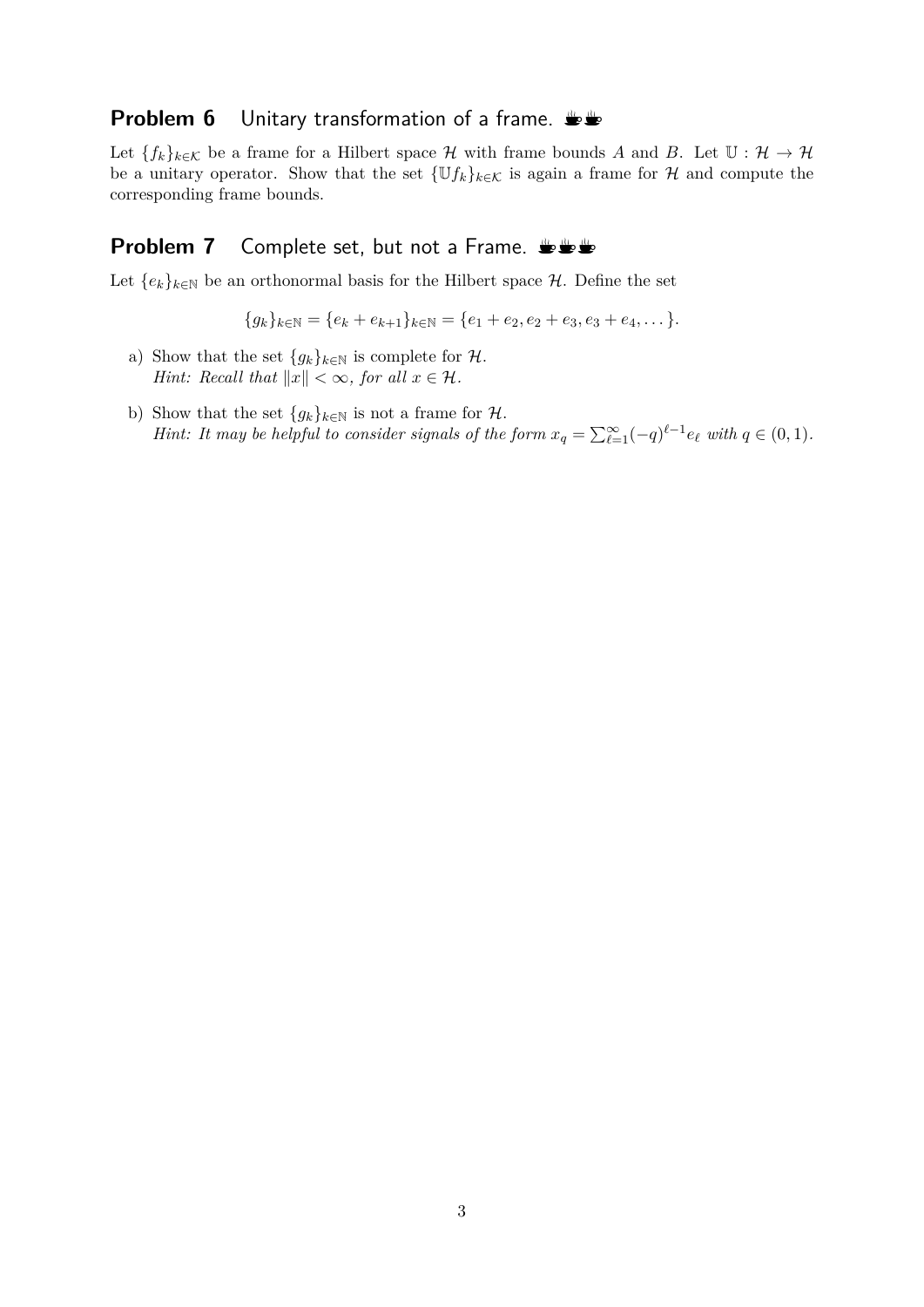## Problem 6 Unitary transformation of a frame.

Let $\{f_k\}_{k\in\mathcal{K}}$ be a frame for a Hilbert space $\mathcal{H}$ with frame bounds $A$ and $B$. Let $\mathbb{U} : \mathcal{H} \to \mathcal{H}$ be a unitary operator. Show that the set $\{\mathbb{U}f_k\}_{k\in\mathcal{K}}$ is again a frame for $\mathcal{H}$ and compute the corresponding frame bounds.

## Problem 7 Complete set, but not a Frame.

Let $\{e_k\}_{k\in\mathbb{N}}$ be an orthonormal basis for the Hilbert space $\mathcal{H}$. Define the set

$$\{g_k\}_{k\in\mathbb{N}} = \{e_k + e_{k+1}\}_{k\in\mathbb{N}} = \{e_1 + e_2, e_2 + e_3, e_3 + e_4, \dots\}.$$

a) Show that the set $\{g_k\}_{k\in\mathbb{N}}$ is complete for $\mathcal{H}$.
*Hint: Recall that $\|x\| < \infty$, for all $x \in \mathcal{H}$.*

b) Show that the set $\{g_k\}_{k\in\mathbb{N}}$ is not a frame for $\mathcal{H}$.
*Hint: It may be helpful to consider signals of the form $x_q = \sum_{\ell=1}^{\infty}(-q)^{\ell-1}e_\ell$ with $q \in (0,1)$.*